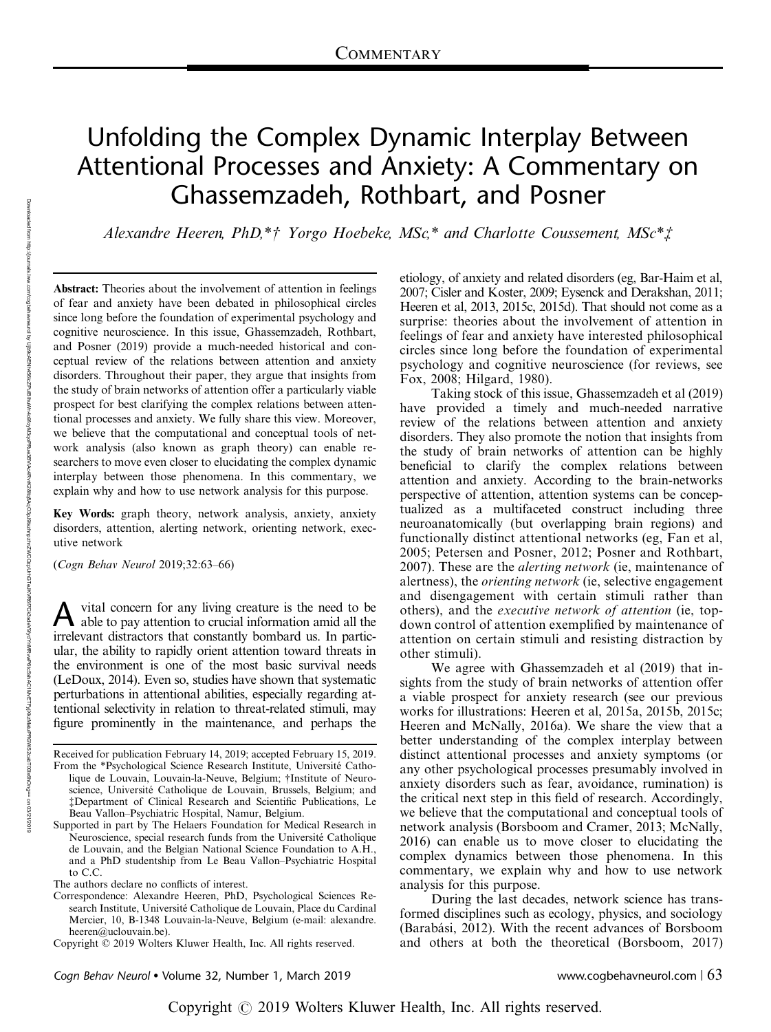# Unfolding the Complex Dynamic Interplay Between Attentional Processes and Anxiety: A Commentary on Ghassemzadeh, Rothbart, and Posner

*Alexandre Heeren, PhD,*† Yorgo Hoebeke, MSc,* and Charlotte Coussement, MSc*‡*

**Abstract:** Theories about the involvement of attention in feelings of fear and anxiety have been debated in philosophical circles since long before the foundation of experimental psychology and cognitive neuroscience. In this issue, Ghassemzadeh, Rothbart, and Posner (2019) provide a much-needed historical and conceptual review of the relations between attention and anxiety disorders. Throughout their paper, they argue that insights from the study of brain networks of attention offer a particularly viable prospect for best clarifying the complex relations between attentional processes and anxiety. We fully share this view. Moreover, we believe that the computational and conceptual tools of network analysis (also known as graph theory) can enable researchers to move even closer to elucidating the complex dynamic interplay between those phenomena. In this commentary, we explain why and how to use network analysis for this purpose.

**Key Words:** graph theory, network analysis, anxiety, anxiety disorders, attention, alerting network, orienting network, executive network

(*Cogn Behav Neurol* 2019;32:63–66)

A vital concern for any living creature is the need to be able to pay attention to crucial information amid all the irrelevant distractors that constantly bombard us. In particular, the ability to rapidly orient attention toward threats in the environment is one of the most basic survival needs (LeDoux, 2014). Even so, studies have shown that systematic perturbations in attentional abilities, especially regarding attentional selectivity in relation to threat-related stimuli, may figure prominently in the maintenance, and perhaps the etiology, of anxiety and related disorders (eg, Bar-Haim et al, 2007; Cisler and Koster, 2009; Eysenck and Derakshan, 2011; Heeren et al, 2013, 2015c, 2015d). That should not come as a surprise: theories about the involvement of attention in feelings of fear and anxiety have interested philosophical circles since long before the foundation of experimental psychology and cognitive neuroscience (for reviews, see Fox, 2008; Hilgard, 1980).

Taking stock of this issue, Ghassemzadeh et al (2019) have provided a timely and much-needed narrative review of the relations between attention and anxiety disorders. They also promote the notion that insights from the study of brain networks of attention can be highly beneficial to clarify the complex relations between attention and anxiety. According to the brain-networks perspective of attention, attention systems can be conceptualized as a multifaceted construct including three neuroanatomically (but overlapping brain regions) and functionally distinct attentional networks (eg, Fan et al, 2005; Petersen and Posner, 2012; Posner and Rothbart, 2007). These are the *alerting network* (ie, maintenance of alertness), the *orienting network* (ie, selective engagement and disengagement with certain stimuli rather than others), and the *executive network of attention* (ie, top-down control of attention exemplified by maintenance of attention on certain stimuli and resisting distraction by other stimuli).

We agree with Ghassemzadeh et al (2019) that insights from the study of brain networks of attention offer a viable prospect for anxiety research (see our previous works for illustrations: Heeren et al, 2015a, 2015b, 2015c; Heeren and McNally, 2016a). We share the view that a better understanding of the complex interplay between distinct attentional processes and anxiety symptoms (or any other psychological processes presumably involved in anxiety disorders such as fear, avoidance, rumination) is the critical next step in this field of research. Accordingly, we believe that the computational and conceptual tools of network analysis (Borsboom and Cramer, 2013; McNally, 2016) can enable us to move closer to elucidating the complex dynamics between those phenomena. In this commentary, we explain why and how to use network analysis for this purpose.

During the last decades, network science has transformed disciplines such as ecology, physics, and sociology (Barabási, 2012). With the recent advances of Borsboom and others at both the theoretical (Borsboom, 2017)

---

Received for publication February 14, 2019; accepted February 15, 2019.

From the *Psychological Science Research Institute, Université Catholique de Louvain, Louvain-la-Neuve, Belgium; †Institute of Neuroscience, Université Catholique de Louvain, Brussels, Belgium; and ‡Department of Clinical Research and Scientific Publications, Le Beau Vallon–Psychiatric Hospital, Namur, Belgium.

Supported in part by The Helaers Foundation for Medical Research in Neuroscience, special research funds from the Université Catholique de Louvain, and the Belgian National Science Foundation to A.H., and a PhD studentship from Le Beau Vallon–Psychiatric Hospital to C.C.

The authors declare no conflicts of interest.

Correspondence: Alexandre Heeren, PhD, Psychological Sciences Research Institute, Université Catholique de Louvain, Place du Cardinal Mercier, 10, B-1348 Louvain-la-Neuve, Belgium (e-mail: alexandre.heeren@uclouvain.be).

Copyright © 2019 Wolters Kluwer Health, Inc. All rights reserved.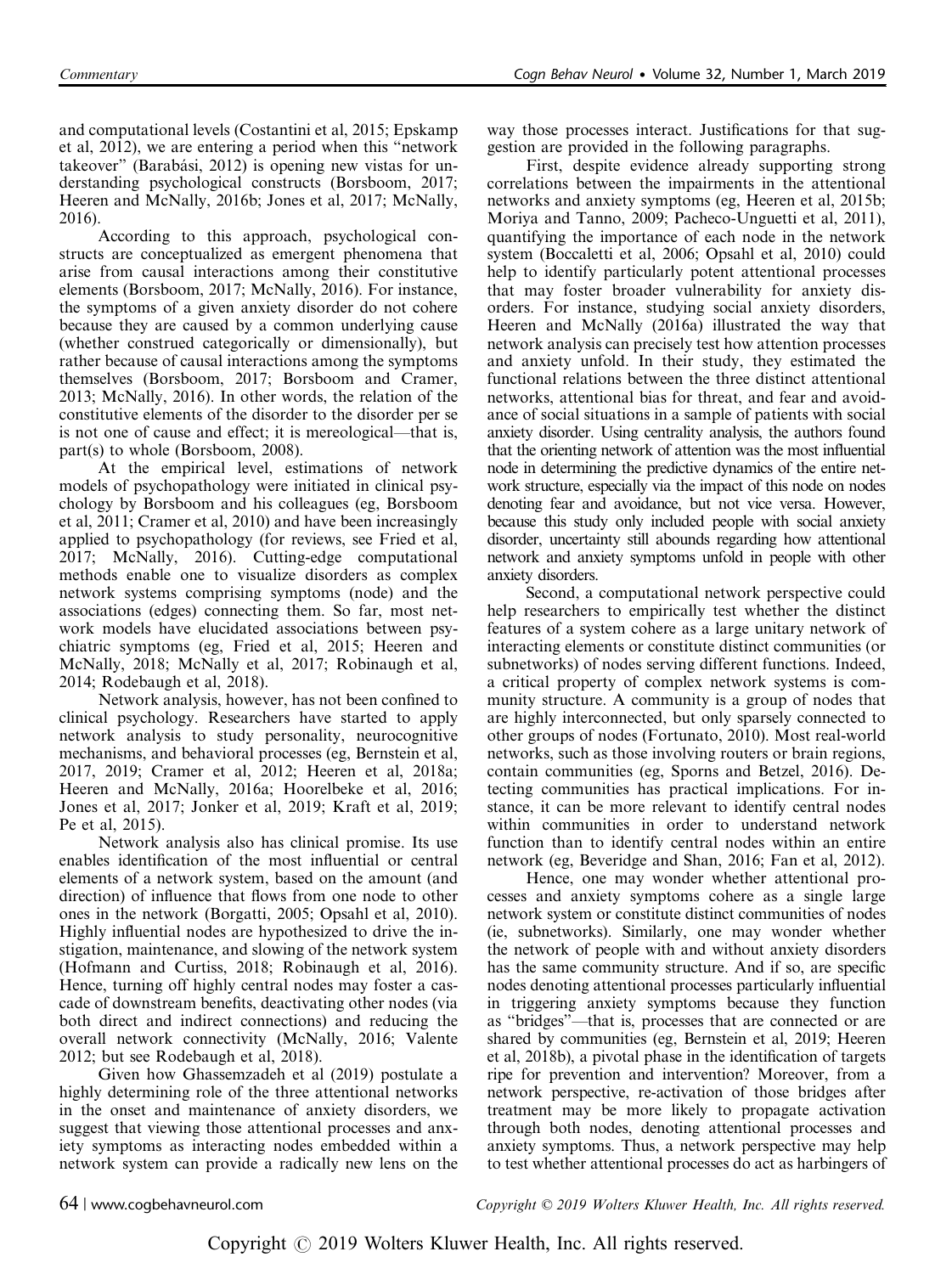and computational levels (Costantini et al, 2015; Epskamp et al, 2012), we are entering a period when this "network takeover" (Barabási, 2012) is opening new vistas for understanding psychological constructs (Borsboom, 2017; Heeren and McNally, 2016b; Jones et al, 2017; McNally, 2016).

According to this approach, psychological constructs are conceptualized as emergent phenomena that arise from causal interactions among their constitutive elements (Borsboom, 2017; McNally, 2016). For instance, the symptoms of a given anxiety disorder do not cohere because they are caused by a common underlying cause (whether construed categorically or dimensionally), but rather because of causal interactions among the symptoms themselves (Borsboom, 2017; Borsboom and Cramer, 2013; McNally, 2016). In other words, the relation of the constitutive elements of the disorder to the disorder per se is not one of cause and effect; it is mereological—that is, part(s) to whole (Borsboom, 2008).

At the empirical level, estimations of network models of psychopathology were initiated in clinical psychology by Borsboom and his colleagues (eg, Borsboom et al, 2011; Cramer et al, 2010) and have been increasingly applied to psychopathology (for reviews, see Fried et al, 2017; McNally, 2016). Cutting-edge computational methods enable one to visualize disorders as complex network systems comprising symptoms (node) and the associations (edges) connecting them. So far, most network models have elucidated associations between psychiatric symptoms (eg, Fried et al, 2015; Heeren and McNally, 2018; McNally et al, 2017; Robinaugh et al, 2014; Rodebaugh et al, 2018).

Network analysis, however, has not been confined to clinical psychology. Researchers have started to apply network analysis to study personality, neurocognitive mechanisms, and behavioral processes (eg, Bernstein et al, 2017, 2019; Cramer et al, 2012; Heeren et al, 2018a; Heeren and McNally, 2016a; Hoorelbeke et al, 2016; Jones et al, 2017; Jonker et al, 2019; Kraft et al, 2019; Pe et al, 2015).

Network analysis also has clinical promise. Its use enables identification of the most influential or central elements of a network system, based on the amount (and direction) of influence that flows from one node to other ones in the network (Borgatti, 2005; Opsahl et al, 2010). Highly influential nodes are hypothesized to drive the instigation, maintenance, and slowing of the network system (Hofmann and Curtiss, 2018; Robinaugh et al, 2016). Hence, turning off highly central nodes may foster a cascade of downstream benefits, deactivating other nodes (via both direct and indirect connections) and reducing the overall network connectivity (McNally, 2016; Valente 2012; but see Rodebaugh et al, 2018).

Given how Ghassemzadeh et al (2019) postulate a highly determining role of the three attentional networks in the onset and maintenance of anxiety disorders, we suggest that viewing those attentional processes and anxiety symptoms as interacting nodes embedded within a network system can provide a radically new lens on the way those processes interact. Justifications for that suggestion are provided in the following paragraphs.

First, despite evidence already supporting strong correlations between the impairments in the attentional networks and anxiety symptoms (eg, Heeren et al, 2015b; Moriya and Tanno, 2009; Pacheco-Unguetti et al, 2011), quantifying the importance of each node in the network system (Boccaletti et al, 2006; Opsahl et al, 2010) could help to identify particularly potent attentional processes that may foster broader vulnerability for anxiety disorders. For instance, studying social anxiety disorders, Heeren and McNally (2016a) illustrated the way that network analysis can precisely test how attention processes and anxiety unfold. In their study, they estimated the functional relations between the three distinct attentional networks, attentional bias for threat, and fear and avoidance of social situations in a sample of patients with social anxiety disorder. Using centrality analysis, the authors found that the orienting network of attention was the most influential node in determining the predictive dynamics of the entire network structure, especially via the impact of this node on nodes denoting fear and avoidance, but not vice versa. However, because this study only included people with social anxiety disorder, uncertainty still abounds regarding how attentional network and anxiety symptoms unfold in people with other anxiety disorders.

Second, a computational network perspective could help researchers to empirically test whether the distinct features of a system cohere as a large unitary network of interacting elements or constitute distinct communities (or subnetworks) of nodes serving different functions. Indeed, a critical property of complex network systems is community structure. A community is a group of nodes that are highly interconnected, but only sparsely connected to other groups of nodes (Fortunato, 2010). Most real-world networks, such as those involving routers or brain regions, contain communities (eg, Sporns and Betzel, 2016). Detecting communities has practical implications. For instance, it can be more relevant to identify central nodes within communities in order to understand network function than to identify central nodes within an entire network (eg, Beveridge and Shan, 2016; Fan et al, 2012).

Hence, one may wonder whether attentional processes and anxiety symptoms cohere as a single large network system or constitute distinct communities of nodes (ie, subnetworks). Similarly, one may wonder whether the network of people with and without anxiety disorders has the same community structure. And if so, are specific nodes denoting attentional processes particularly influential in triggering anxiety symptoms because they function as "bridges"—that is, processes that are connected or are shared by communities (eg, Bernstein et al, 2019; Heeren et al, 2018b), a pivotal phase in the identification of targets ripe for prevention and intervention? Moreover, from a network perspective, re-activation of those bridges after treatment may be more likely to propagate activation through both nodes, denoting attentional processes and anxiety symptoms. Thus, a network perspective may help to test whether attentional processes do act as harbingers of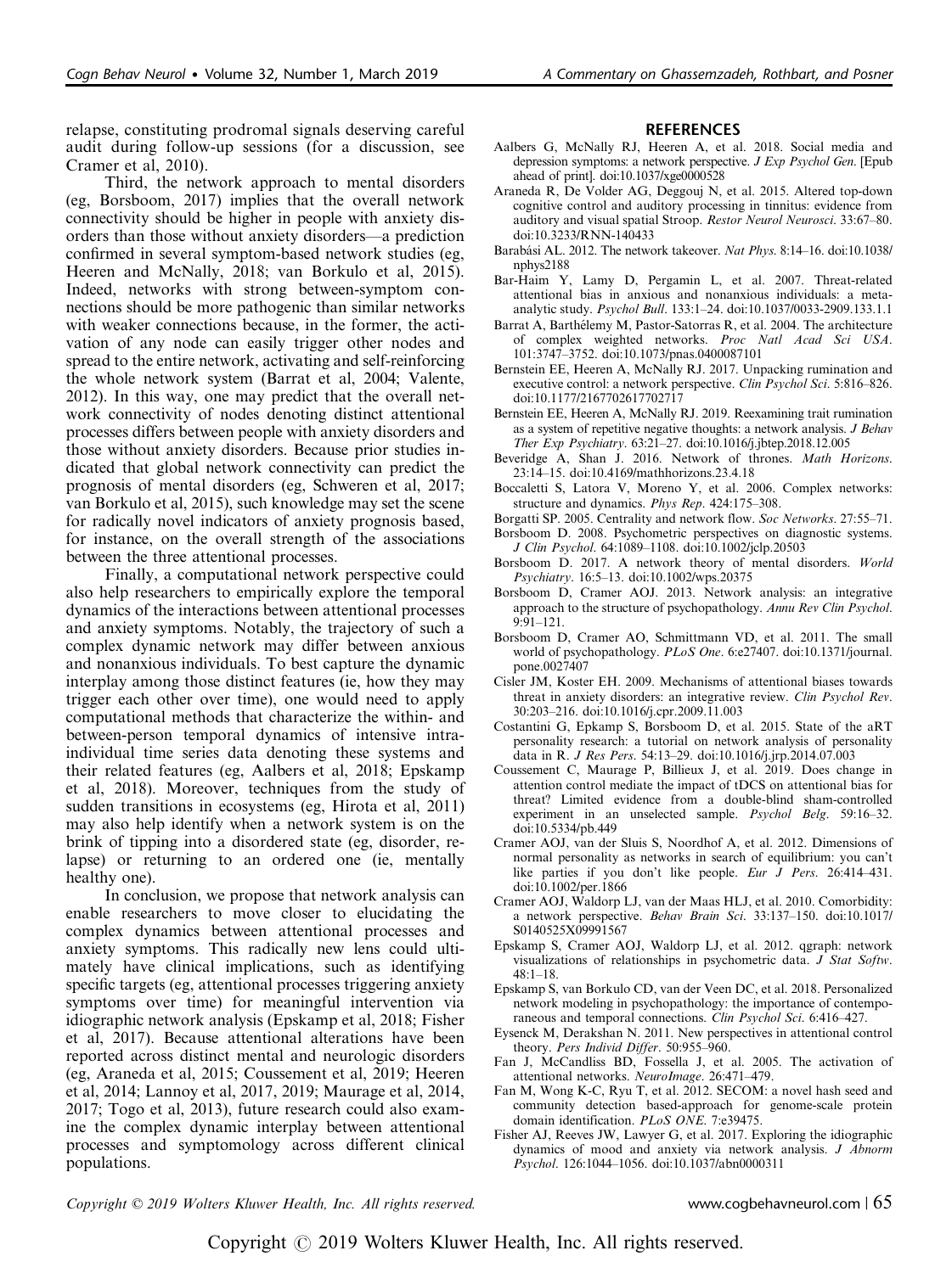relapse, constituting prodromal signals deserving careful audit during follow-up sessions (for a discussion, see Cramer et al, 2010).

Third, the network approach to mental disorders (eg, Borsboom, 2017) implies that the overall network connectivity should be higher in people with anxiety disorders than those without anxiety disorders—a prediction confirmed in several symptom-based network studies (eg, Heeren and McNally, 2018; van Borkulo et al, 2015). Indeed, networks with strong between-symptom connections should be more pathogenic than similar networks with weaker connections because, in the former, the activation of any node can easily trigger other nodes and spread to the entire network, activating and self-reinforcing the whole network system (Barrat et al, 2004; Valente, 2012). In this way, one may predict that the overall network connectivity of nodes denoting distinct attentional processes differs between people with anxiety disorders and those without anxiety disorders. Because prior studies indicated that global network connectivity can predict the prognosis of mental disorders (eg, Schweren et al, 2017; van Borkulo et al, 2015), such knowledge may set the scene for radically novel indicators of anxiety prognosis based, for instance, on the overall strength of the associations between the three attentional processes.

Finally, a computational network perspective could also help researchers to empirically explore the temporal dynamics of the interactions between attentional processes and anxiety symptoms. Notably, the trajectory of such a complex dynamic network may differ between anxious and nonanxious individuals. To best capture the dynamic interplay among those distinct features (ie, how they may trigger each other over time), one would need to apply computational methods that characterize the within- and between-person temporal dynamics of intensive intra-individual time series data denoting these systems and their related features (eg, Aalbers et al, 2018; Epskamp et al, 2018). Moreover, techniques from the study of sudden transitions in ecosystems (eg, Hirota et al, 2011) may also help identify when a network system is on the brink of tipping into a disordered state (eg, disorder, relapse) or returning to an ordered one (ie, mentally healthy one).

In conclusion, we propose that network analysis can enable researchers to move closer to elucidating the complex dynamics between attentional processes and anxiety symptoms. This radically new lens could ultimately have clinical implications, such as identifying specific targets (eg, attentional processes triggering anxiety symptoms over time) for meaningful intervention via idiographic network analysis (Epskamp et al, 2018; Fisher et al, 2017). Because attentional alterations have been reported across distinct mental and neurologic disorders (eg, Araneda et al, 2015; Coussement et al, 2019; Heeren et al, 2014; Lannoy et al, 2017, 2019; Maurage et al, 2014, 2017; Togo et al, 2013), future research could also examine the complex dynamic interplay between attentional processes and symptomology across different clinical populations.

## REFERENCES

Aalbers G, McNally RJ, Heeren A, et al. 2018. Social media and depression symptoms: a network perspective. *J Exp Psychol Gen*. [Epub ahead of print]. doi:10.1037/xge0000528

Araneda R, De Volder AG, Deggouj N, et al. 2015. Altered top-down cognitive control and auditory processing in tinnitus: evidence from auditory and visual spatial Stroop. *Restor Neurol Neurosci*. 33:67–80. doi:10.3233/RNN-140433

Barabási AL. 2012. The network takeover. *Nat Phys*. 8:14–16. doi:10.1038/nphys2188

Bar-Haim Y, Lamy D, Pergamin L, et al. 2007. Threat-related attentional bias in anxious and nonanxious individuals: a meta-analytic study. *Psychol Bull*. 133:1–24. doi:10.1037/0033-2909.133.1.1

Barrat A, Barthélemy M, Pastor-Satorras R, et al. 2004. The architecture of complex weighted networks. *Proc Natl Acad Sci USA*. 101:3747–3752. doi:10.1073/pnas.0400087101

Bernstein EE, Heeren A, McNally RJ. 2017. Unpacking rumination and executive control: a network perspective. *Clin Psychol Sci*. 5:816–826. doi:10.1177/2167702617702717

Bernstein EE, Heeren A, McNally RJ. 2019. Reexamining trait rumination as a system of repetitive negative thoughts: a network analysis. *J Behav Ther Exp Psychiatry*. 63:21–27. doi:10.1016/j.jbtep.2018.12.005

Beveridge A, Shan J. 2016. Network of thrones. *Math Horizons*. 23:14–15. doi:10.4169/mathhorizons.23.4.18

Boccaletti S, Latora V, Moreno Y, et al. 2006. Complex networks: structure and dynamics. *Phys Rep*. 424:175–308.

Borgatti SP. 2005. Centrality and network flow. *Soc Networks*. 27:55–71.

Borsboom D. 2008. Psychometric perspectives on diagnostic systems. *J Clin Psychol*. 64:1089–1108. doi:10.1002/jclp.20503

Borsboom D. 2017. A network theory of mental disorders. *World Psychiatry*. 16:5–13. doi:10.1002/wps.20375

Borsboom D, Cramer AOJ. 2013. Network analysis: an integrative approach to the structure of psychopathology. *Annu Rev Clin Psychol*. 9:91–121.

Borsboom D, Cramer AO, Schmittmann VD, et al. 2011. The small world of psychopathology. *PLoS One*. 6:e27407. doi:10.1371/journal.pone.0027407

Cisler JM, Koster EH. 2009. Mechanisms of attentional biases towards threat in anxiety disorders: an integrative review. *Clin Psychol Rev*. 30:203–216. doi:10.1016/j.cpr.2009.11.003

Costantini G, Epkamp S, Borsboom D, et al. 2015. State of the aRT personality research: a tutorial on network analysis of personality data in R. *J Res Pers*. 54:13–29. doi:10.1016/j.jrp.2014.07.003

Coussement C, Maurage P, Billieux J, et al. 2019. Does change in attention control mediate the impact of tDCS on attentional bias for threat? Limited evidence from a double-blind sham-controlled experiment in an unselected sample. *Psychol Belg*. 59:16–32. doi:10.5334/pb.449

Cramer AOJ, van der Sluis S, Noordhof A, et al. 2012. Dimensions of normal personality as networks in search of equilibrium: you can't like parties if you don't like people. *Eur J Pers*. 26:414–431. doi:10.1002/per.1866

Cramer AOJ, Waldorp LJ, van der Maas HLJ, et al. 2010. Comorbidity: a network perspective. *Behav Brain Sci*. 33:137–150. doi:10.1017/S0140525X09991567

Epskamp S, Cramer AOJ, Waldorp LJ, et al. 2012. qgraph: network visualizations of relationships in psychometric data. *J Stat Softw*. 48:1–18.

Epskamp S, van Borkulo CD, van der Veen DC, et al. 2018. Personalized network modeling in psychopathology: the importance of contemporaneous and temporal connections. *Clin Psychol Sci*. 6:416–427.

Eysenck M, Derakshan N. 2011. New perspectives in attentional control theory. *Pers Individ Differ*. 50:955–960.

Fan J, McCandliss BD, Fossella J, et al. 2005. The activation of attentional networks. *NeuroImage*. 26:471–479.

Fan M, Wong K-C, Ryu T, et al. 2012. SECOM: a novel hash seed and community detection based-approach for genome-scale protein domain identification. *PLoS ONE*. 7:e39475.

Fisher AJ, Reeves JW, Lawyer G, et al. 2017. Exploring the idiographic dynamics of mood and anxiety via network analysis. *J Abnorm Psychol*. 126:1044–1056. doi:10.1037/abn0000311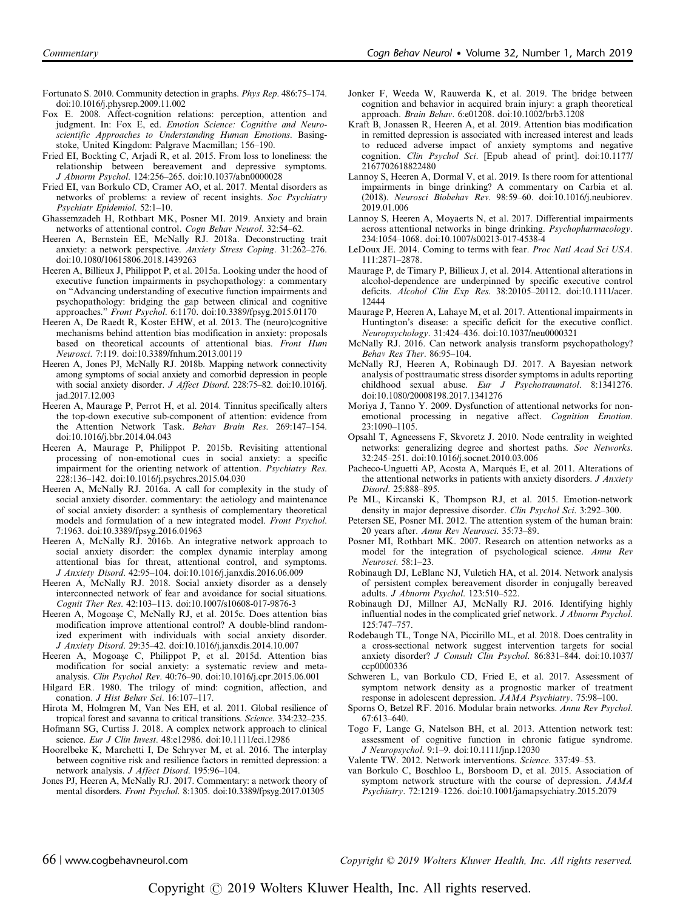Fortunato S. 2010. Community detection in graphs. *Phys Rep*. 486:75–174. doi:10.1016/j.physrep.2009.11.002

Fox E. 2008. Affect-cognition relations: perception, attention and judgment. In: Fox E, ed. *Emotion Science: Cognitive and Neuroscientific Approaches to Understanding Human Emotions*. Basingstoke, United Kingdom: Palgrave Macmillan; 156–190.

Fried EI, Bockting C, Arjadi R, et al. 2015. From loss to loneliness: the relationship between bereavement and depressive symptoms. *J Abnorm Psychol*. 124:256–265. doi:10.1037/abn0000028

Fried EI, van Borkulo CD, Cramer AO, et al. 2017. Mental disorders as networks of problems: a review of recent insights. *Soc Psychiatry Psychiatr Epidemiol*. 52:1–10.

Ghassemzadeh H, Rothbart MK, Posner MI. 2019. Anxiety and brain networks of attentional control. *Cogn Behav Neurol*. 32:54–62.

Heeren A, Bernstein EE, McNally RJ. 2018a. Deconstructing trait anxiety: a network perspective. *Anxiety Stress Coping*. 31:262–276. doi:10.1080/10615806.2018.1439263

Heeren A, Billieux J, Philippot P, et al. 2015a. Looking under the hood of executive function impairments in psychopathology: a commentary on "Advancing understanding of executive function impairments and psychopathology: bridging the gap between clinical and cognitive approaches." *Front Psychol*. 6:1170. doi:10.3389/fpsyg.2015.01170

Heeren A, De Raedt R, Koster EHW, et al. 2013. The (neuro)cognitive mechanisms behind attention bias modification in anxiety: proposals based on theoretical accounts of attentional bias. *Front Hum Neurosci*. 7:119. doi:10.3389/fnhum.2013.00119

Heeren A, Jones PJ, McNally RJ. 2018b. Mapping network connectivity among symptoms of social anxiety and comorbid depression in people with social anxiety disorder. *J Affect Disord*. 228:75–82. doi:10.1016/j.jad.2017.12.003

Heeren A, Maurage P, Perrot H, et al. 2014. Tinnitus specifically alters the top-down executive sub-component of attention: evidence from the Attention Network Task. *Behav Brain Res*. 269:147–154. doi:10.1016/j.bbr.2014.04.043

Heeren A, Maurage P, Philippot P. 2015b. Revisiting attentional processing of non-emotional cues in social anxiety: a specific impairment for the orienting network of attention. *Psychiatry Res*. 228:136–142. doi:10.1016/j.psychres.2015.04.030

Heeren A, McNally RJ. 2016a. A call for complexity in the study of social anxiety disorder. commentary: the aetiology and maintenance of social anxiety disorder: a synthesis of complementary theoretical models and formulation of a new integrated model. *Front Psychol*. 7:1963. doi:10.3389/fpsyg.2016.01963

Heeren A, McNally RJ. 2016b. An integrative network approach to social anxiety disorder: the complex dynamic interplay among attentional bias for threat, attentional control, and symptoms. *J Anxiety Disord*. 42:95–104. doi:10.1016/j.janxdis.2016.06.009

Heeren A, McNally RJ. 2018. Social anxiety disorder as a densely interconnected network of fear and avoidance for social situations. *Cognit Ther Res*. 42:103–113. doi:10.1007/s10608-017-9876-3

Heeren A, Mogoaşe C, McNally RJ, et al. 2015c. Does attention bias modification improve attentional control? A double-blind randomized experiment with individuals with social anxiety disorder. *J Anxiety Disord*. 29:35–42. doi:10.1016/j.janxdis.2014.10.007

Heeren A, Mogoaşe C, Philippot P, et al. 2015d. Attention bias modification for social anxiety: a systematic review and meta-analysis. *Clin Psychol Rev*. 40:76–90. doi:10.1016/j.cpr.2015.06.001

Hilgard ER. 1980. The trilogy of mind: cognition, affection, and conation. *J Hist Behav Sci*. 16:107–117.

Hirota M, Holmgren M, Van Nes EH, et al. 2011. Global resilience of tropical forest and savanna to critical transitions. *Science*. 334:232–235.

Hofmann SG, Curtiss J. 2018. A complex network approach to clinical science. *Eur J Clin Invest*. 48:e12986. doi:10.1111/eci.12986

Hoorelbeke K, Marchetti I, De Schryver M, et al. 2016. The interplay between cognitive risk and resilience factors in remitted depression: a network analysis. *J Affect Disord*. 195:96–104.

Jones PJ, Heeren A, McNally RJ. 2017. Commentary: a network theory of mental disorders. *Front Psychol*. 8:1305. doi:10.3389/fpsyg.2017.01305

Jonker F, Weeda W, Rauwerda K, et al. 2019. The bridge between cognition and behavior in acquired brain injury: a graph theoretical approach. *Brain Behav*. 6:e01208. doi:10.1002/brb3.1208

Kraft B, Jonassen R, Heeren A, et al. 2019. Attention bias modification in remitted depression is associated with increased interest and leads to reduced adverse impact of anxiety symptoms and negative cognition. *Clin Psychol Sci*. [Epub ahead of print]. doi:10.1177/2167702618822480

Lannoy S, Heeren A, Dormal V, et al. 2019. Is there room for attentional impairments in binge drinking? A commentary on Carbia et al. (2018). *Neurosci Biobehav Rev*. 98:59–60. doi:10.1016/j.neubiorev.2019.01.006

Lannoy S, Heeren A, Moyaerts N, et al. 2017. Differential impairments across attentional networks in binge drinking. *Psychopharmacology*. 234:1054–1068. doi:10.1007/s00213-017-4538-4

LeDoux JE. 2014. Coming to terms with fear. *Proc Natl Acad Sci USA*. 111:2871–2878.

Maurage P, de Timary P, Billieux J, et al. 2014. Attentional alterations in alcohol-dependence are underpinned by specific executive control deficits. *Alcohol Clin Exp Res*. 38:20105–20112. doi:10.1111/acer.12444

Maurage P, Heeren A, Lahaye M, et al. 2017. Attentional impairments in Huntington's disease: a specific deficit for the executive conflict. *Neuropsychology*. 31:424–436. doi:10.1037/neu0000321

McNally RJ. 2016. Can network analysis transform psychopathology? *Behav Res Ther*. 86:95–104.

McNally RJ, Heeren A, Robinaugh DJ. 2017. A Bayesian network analysis of posttraumatic stress disorder symptoms in adults reporting childhood sexual abuse. *Eur J Psychotraumatol*. 8:1341276. doi:10.1080/20008198.2017.1341276

Moriya J, Tanno Y. 2009. Dysfunction of attentional networks for non-emotional processing in negative affect. *Cognition Emotion*. 23:1090–1105.

Opsahl T, Agneessens F, Skvoretz J. 2010. Node centrality in weighted networks: generalizing degree and shortest paths. *Soc Networks*. 32:245–251. doi:10.1016/j.socnet.2010.03.006

Pacheco-Unguetti AP, Acosta A, Marqués E, et al. 2011. Alterations of the attentional networks in patients with anxiety disorders. *J Anxiety Disord*. 25:888–895.

Pe ML, Kircanski K, Thompson RJ, et al. 2015. Emotion-network density in major depressive disorder. *Clin Psychol Sci*. 3:292–300.

Petersen SE, Posner MI. 2012. The attention system of the human brain: 20 years after. *Annu Rev Neurosci*. 35:73–89.

Posner MI, Rothbart MK. 2007. Research on attention networks as a model for the integration of psychological science. *Annu Rev Neurosci*. 58:1–23.

Robinaugh DJ, LeBlanc NJ, Vuletich HA, et al. 2014. Network analysis of persistent complex bereavement disorder in conjugally bereaved adults. *J Abnorm Psychol*. 123:510–522.

Robinaugh DJ, Millner AJ, McNally RJ. 2016. Identifying highly influential nodes in the complicated grief network. *J Abnorm Psychol*. 125:747–757.

Rodebaugh TL, Tonge NA, Piccirillo ML, et al. 2018. Does centrality in a cross-sectional network suggest intervention targets for social anxiety disorder? *J Consult Clin Psychol*. 86:831–844. doi:10.1037/ccp0000336

Schweren L, van Borkulo CD, Fried E, et al. 2017. Assessment of symptom network density as a prognostic marker of treatment response in adolescent depression. *JAMA Psychiatry*. 75:98–100.

Sporns O, Betzel RF. 2016. Modular brain networks. *Annu Rev Psychol*. 67:613–640.

Togo F, Lange G, Natelson BH, et al. 2013. Attention network test: assessment of cognitive function in chronic fatigue syndrome. *J Neuropsychol*. 9:1–9. doi:10.1111/jnp.12030

Valente TW. 2012. Network interventions. *Science*. 337:49–53.

van Borkulo C, Boschloo L, Borsboom D, et al. 2015. Association of symptom network structure with the course of depression. *JAMA Psychiatry*. 72:1219–1226. doi:10.1001/jamapsychiatry.2015.2079